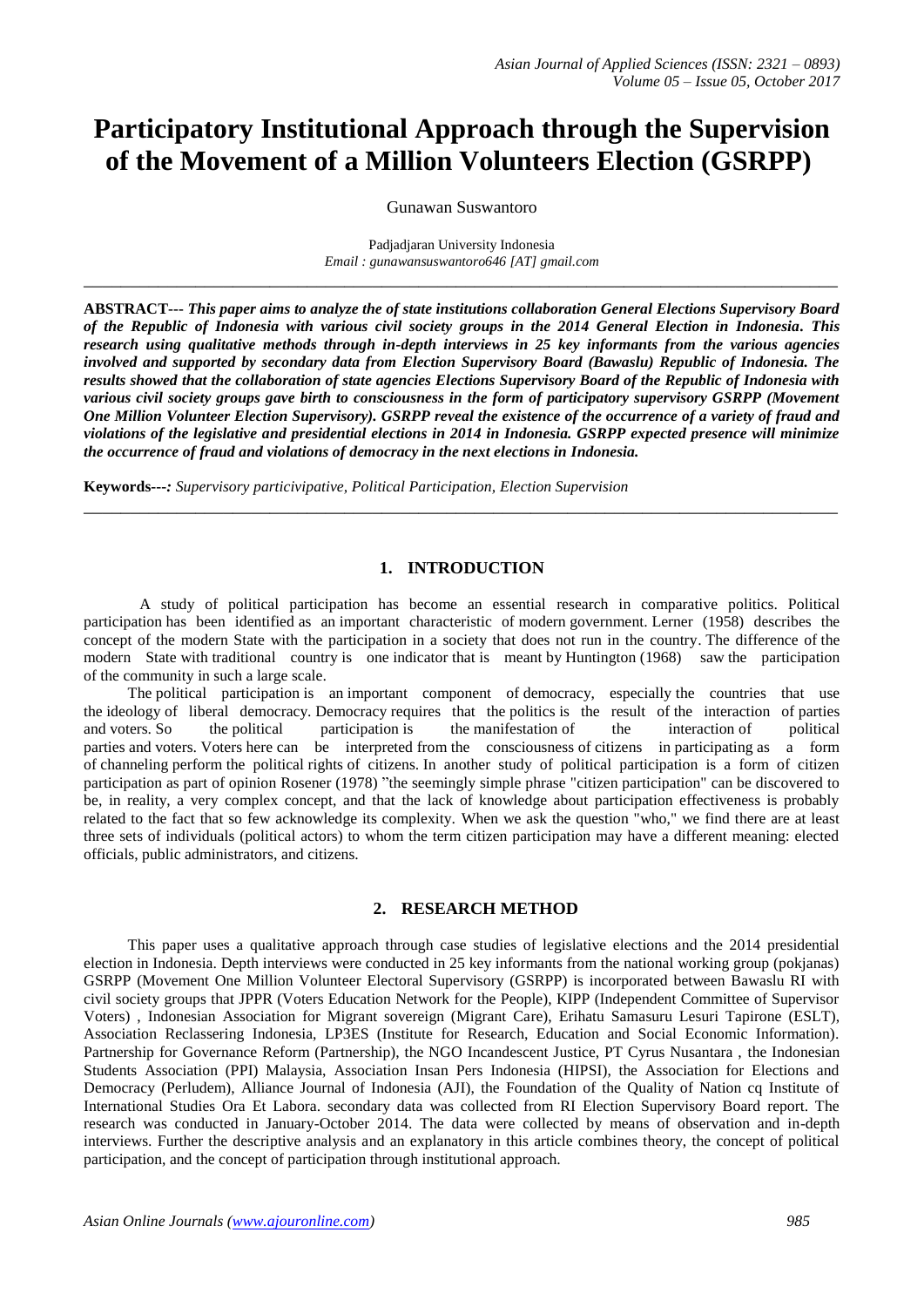# Participatory Institutional Approach through the Supervision of the Movement of a Million Volunteers Election (GSRPP)

Gunawan Suswantoro

Padjadjaran University Indonesia
*Email : gunawansuswantoro646 [AT] gmail.com*

---

**ABSTRACT---** ***This paper aims to analyze the of state institutions collaboration General Elections Supervisory Board of the Republic of Indonesia with various civil society groups in the 2014 General Election in Indonesia. This research using qualitative methods through in-depth interviews in 25 key informants from the various agencies involved and supported by secondary data from Election Supervisory Board (Bawaslu) Republic of Indonesia. The results showed that the collaboration of state agencies Elections Supervisory Board of the Republic of Indonesia with various civil society groups gave birth to consciousness in the form of participatory supervisory GSRPP (Movement One Million Volunteer Election Supervisory). GSRPP reveal the existence of the occurrence of a variety of fraud and violations of the legislative and presidential elections in 2014 in Indonesia. GSRPP expected presence will minimize the occurrence of fraud and violations of democracy in the next elections in Indonesia.***

**Keywords---**: *Supervisory particivipative, Political Participation, Election Supervision*

---

## 1. INTRODUCTION

A study of political participation has become an essential research in comparative politics. Political participation has been identified as an important characteristic of modern government. Lerner (1958) describes the concept of the modern State with the participation in a society that does not run in the country. The difference of the modern State with traditional country is one indicator that is meant by Huntington (1968) saw the participation of the community in such a large scale.

The political participation is an important component of democracy, especially the countries that use the ideology of liberal democracy. Democracy requires that the politics is the result of the interaction of parties and voters. So the political participation is the manifestation of the interaction of political parties and voters. Voters here can be interpreted from the consciousness of citizens in participating as a form of channeling perform the political rights of citizens. In another study of political participation is a form of citizen participation as part of opinion Rosener (1978) "the seemingly simple phrase "citizen participation" can be discovered to be, in reality, a very complex concept, and that the lack of knowledge about participation effectiveness is probably related to the fact that so few acknowledge its complexity. When we ask the question "who," we find there are at least three sets of individuals (political actors) to whom the term citizen participation may have a different meaning: elected officials, public administrators, and citizens.

## 2. RESEARCH METHOD

This paper uses a qualitative approach through case studies of legislative elections and the 2014 presidential election in Indonesia. Depth interviews were conducted in 25 key informants from the national working group (pokjanas) GSRPP (Movement One Million Volunteer Electoral Supervisory (GSRPP) is incorporated between Bawaslu RI with civil society groups that JPPR (Voters Education Network for the People), KIPP (Independent Committee of Supervisor Voters) , Indonesian Association for Migrant sovereign (Migrant Care), Erihatu Samasuru Lesuri Tapirone (ESLT), Association Reclassering Indonesia, LP3ES (Institute for Research, Education and Social Economic Information). Partnership for Governance Reform (Partnership), the NGO Incandescent Justice, PT Cyrus Nusantara , the Indonesian Students Association (PPI) Malaysia, Association Insan Pers Indonesia (HIPSI), the Association for Elections and Democracy (Perludem), Alliance Journal of Indonesia (AJI), the Foundation of the Quality of Nation cq Institute of International Studies Ora Et Labora. secondary data was collected from RI Election Supervisory Board report. The research was conducted in January-October 2014. The data were collected by means of observation and in-depth interviews. Further the descriptive analysis and an explanatory in this article combines theory, the concept of political participation, and the concept of participation through institutional approach.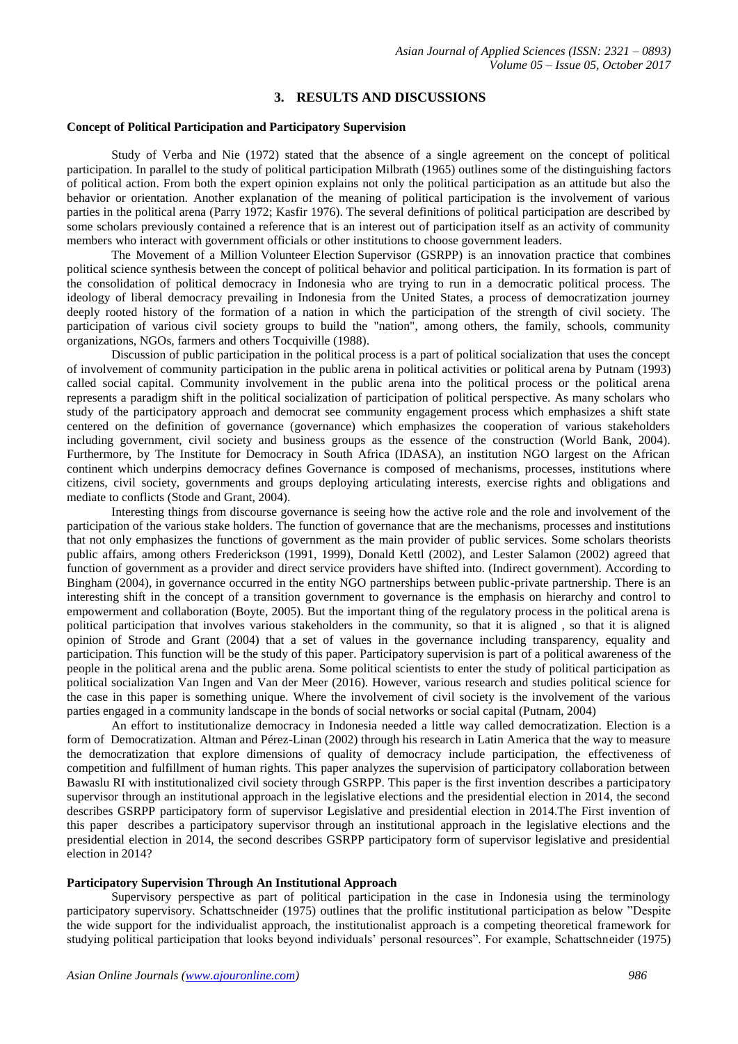## 3. RESULTS AND DISCUSSIONS

**Concept of Political Participation and Participatory Supervision**

Study of Verba and Nie (1972) stated that the absence of a single agreement on the concept of political participation. In parallel to the study of political participation Milbrath (1965) outlines some of the distinguishing factors of political action. From both the expert opinion explains not only the political participation as an attitude but also the behavior or orientation. Another explanation of the meaning of political participation is the involvement of various parties in the political arena (Parry 1972; Kasfir 1976). The several definitions of political participation are described by some scholars previously contained a reference that is an interest out of participation itself as an activity of community members who interact with government officials or other institutions to choose government leaders.

The Movement of a Million Volunteer Election Supervisor (GSRPP) is an innovation practice that combines political science synthesis between the concept of political behavior and political participation. In its formation is part of the consolidation of political democracy in Indonesia who are trying to run in a democratic political process. The ideology of liberal democracy prevailing in Indonesia from the United States, a process of democratization journey deeply rooted history of the formation of a nation in which the participation of the strength of civil society. The participation of various civil society groups to build the "nation", among others, the family, schools, community organizations, NGOs, farmers and others Tocquiville (1988).

Discussion of public participation in the political process is a part of political socialization that uses the concept of involvement of community participation in the public arena in political activities or political arena by Putnam (1993) called social capital. Community involvement in the public arena into the political process or the political arena represents a paradigm shift in the political socialization of participation of political perspective. As many scholars who study of the participatory approach and democrat see community engagement process which emphasizes a shift state centered on the definition of governance (governance) which emphasizes the cooperation of various stakeholders including government, civil society and business groups as the essence of the construction (World Bank, 2004). Furthermore, by The Institute for Democracy in South Africa (IDASA), an institution NGO largest on the African continent which underpins democracy defines Governance is composed of mechanisms, processes, institutions where citizens, civil society, governments and groups deploying articulating interests, exercise rights and obligations and mediate to conflicts (Stode and Grant, 2004).

Interesting things from discourse governance is seeing how the active role and the role and involvement of the participation of the various stake holders. The function of governance that are the mechanisms, processes and institutions that not only emphasizes the functions of government as the main provider of public services. Some scholars theorists public affairs, among others Frederickson (1991, 1999), Donald Kettl (2002), and Lester Salamon (2002) agreed that function of government as a provider and direct service providers have shifted into. (Indirect government). According to Bingham (2004), in governance occurred in the entity NGO partnerships between public-private partnership. There is an interesting shift in the concept of a transition government to governance is the emphasis on hierarchy and control to empowerment and collaboration (Boyte, 2005). But the important thing of the regulatory process in the political arena is political participation that involves various stakeholders in the community, so that it is aligned , so that it is aligned opinion of Strode and Grant (2004) that a set of values in the governance including transparency, equality and participation. This function will be the study of this paper. Participatory supervision is part of a political awareness of the people in the political arena and the public arena. Some political scientists to enter the study of political participation as political socialization Van Ingen and Van der Meer (2016). However, various research and studies political science for the case in this paper is something unique. Where the involvement of civil society is the involvement of the various parties engaged in a community landscape in the bonds of social networks or social capital (Putnam, 2004)

An effort to institutionalize democracy in Indonesia needed a little way called democratization. Election is a form of Democratization. Altman and Pérez-Linan (2002) through his research in Latin America that the way to measure the democratization that explore dimensions of quality of democracy include participation, the effectiveness of competition and fulfillment of human rights. This paper analyzes the supervision of participatory collaboration between Bawaslu RI with institutionalized civil society through GSRPP. This paper is the first invention describes a participatory supervisor through an institutional approach in the legislative elections and the presidential election in 2014, the second describes GSRPP participatory form of supervisor Legislative and presidential election in 2014.The First invention of this paper describes a participatory supervisor through an institutional approach in the legislative elections and the presidential election in 2014, the second describes GSRPP participatory form of supervisor legislative and presidential election in 2014?

**Participatory Supervision Through An Institutional Approach**

Supervisory perspective as part of political participation in the case in Indonesia using the terminology participatory supervisory. Schattschneider (1975) outlines that the prolific institutional participation as below "Despite the wide support for the individualist approach, the institutionalist approach is a competing theoretical framework for studying political participation that looks beyond individuals' personal resources". For example, Schattschneider (1975)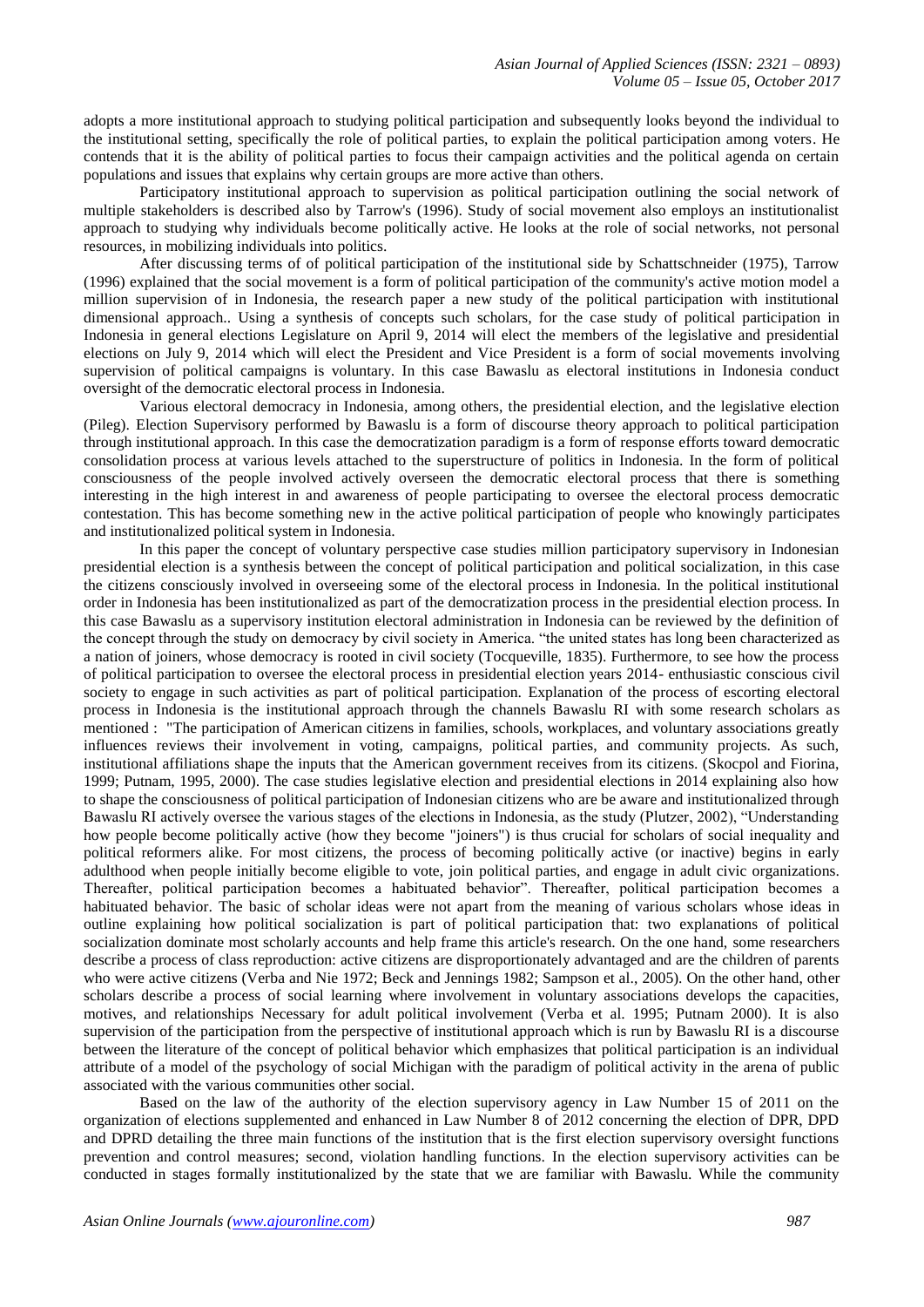adopts a more institutional approach to studying political participation and subsequently looks beyond the individual to the institutional setting, specifically the role of political parties, to explain the political participation among voters. He contends that it is the ability of political parties to focus their campaign activities and the political agenda on certain populations and issues that explains why certain groups are more active than others.

Participatory institutional approach to supervision as political participation outlining the social network of multiple stakeholders is described also by Tarrow's (1996). Study of social movement also employs an institutionalist approach to studying why individuals become politically active. He looks at the role of social networks, not personal resources, in mobilizing individuals into politics.

After discussing terms of of political participation of the institutional side by Schattschneider (1975), Tarrow (1996) explained that the social movement is a form of political participation of the community's active motion model a million supervision of in Indonesia, the research paper a new study of the political participation with institutional dimensional approach.. Using a synthesis of concepts such scholars, for the case study of political participation in Indonesia in general elections Legislature on April 9, 2014 will elect the members of the legislative and presidential elections on July 9, 2014 which will elect the President and Vice President is a form of social movements involving supervision of political campaigns is voluntary. In this case Bawaslu as electoral institutions in Indonesia conduct oversight of the democratic electoral process in Indonesia.

Various electoral democracy in Indonesia, among others, the presidential election, and the legislative election (Pileg). Election Supervisory performed by Bawaslu is a form of discourse theory approach to political participation through institutional approach. In this case the democratization paradigm is a form of response efforts toward democratic consolidation process at various levels attached to the superstructure of politics in Indonesia. In the form of political consciousness of the people involved actively overseen the democratic electoral process that there is something interesting in the high interest in and awareness of people participating to oversee the electoral process democratic contestation. This has become something new in the active political participation of people who knowingly participates and institutionalized political system in Indonesia.

In this paper the concept of voluntary perspective case studies million participatory supervisory in Indonesian presidential election is a synthesis between the concept of political participation and political socialization, in this case the citizens consciously involved in overseeing some of the electoral process in Indonesia. In the political institutional order in Indonesia has been institutionalized as part of the democratization process in the presidential election process. In this case Bawaslu as a supervisory institution electoral administration in Indonesia can be reviewed by the definition of the concept through the study on democracy by civil society in America. "the united states has long been characterized as a nation of joiners, whose democracy is rooted in civil society (Tocqueville, 1835). Furthermore, to see how the process of political participation to oversee the electoral process in presidential election years 2014- enthusiastic conscious civil society to engage in such activities as part of political participation. Explanation of the process of escorting electoral process in Indonesia is the institutional approach through the channels Bawaslu RI with some research scholars as mentioned : "The participation of American citizens in families, schools, workplaces, and voluntary associations greatly influences reviews their involvement in voting, campaigns, political parties, and community projects. As such, institutional affiliations shape the inputs that the American government receives from its citizens. (Skocpol and Fiorina, 1999; Putnam, 1995, 2000). The case studies legislative election and presidential elections in 2014 explaining also how to shape the consciousness of political participation of Indonesian citizens who are be aware and institutionalized through Bawaslu RI actively oversee the various stages of the elections in Indonesia, as the study (Plutzer, 2002), "Understanding how people become politically active (how they become "joiners") is thus crucial for scholars of social inequality and political reformers alike. For most citizens, the process of becoming politically active (or inactive) begins in early adulthood when people initially become eligible to vote, join political parties, and engage in adult civic organizations. Thereafter, political participation becomes a habituated behavior". Thereafter, political participation becomes a habituated behavior. The basic of scholar ideas were not apart from the meaning of various scholars whose ideas in outline explaining how political socialization is part of political participation that: two explanations of political socialization dominate most scholarly accounts and help frame this article's research. On the one hand, some researchers describe a process of class reproduction: active citizens are disproportionately advantaged and are the children of parents who were active citizens (Verba and Nie 1972; Beck and Jennings 1982; Sampson et al., 2005). On the other hand, other scholars describe a process of social learning where involvement in voluntary associations develops the capacities, motives, and relationships Necessary for adult political involvement (Verba et al. 1995; Putnam 2000). It is also supervision of the participation from the perspective of institutional approach which is run by Bawaslu RI is a discourse between the literature of the concept of political behavior which emphasizes that political participation is an individual attribute of a model of the psychology of social Michigan with the paradigm of political activity in the arena of public associated with the various communities other social.

Based on the law of the authority of the election supervisory agency in Law Number 15 of 2011 on the organization of elections supplemented and enhanced in Law Number 8 of 2012 concerning the election of DPR, DPD and DPRD detailing the three main functions of the institution that is the first election supervisory oversight functions prevention and control measures; second, violation handling functions. In the election supervisory activities can be conducted in stages formally institutionalized by the state that we are familiar with Bawaslu. While the community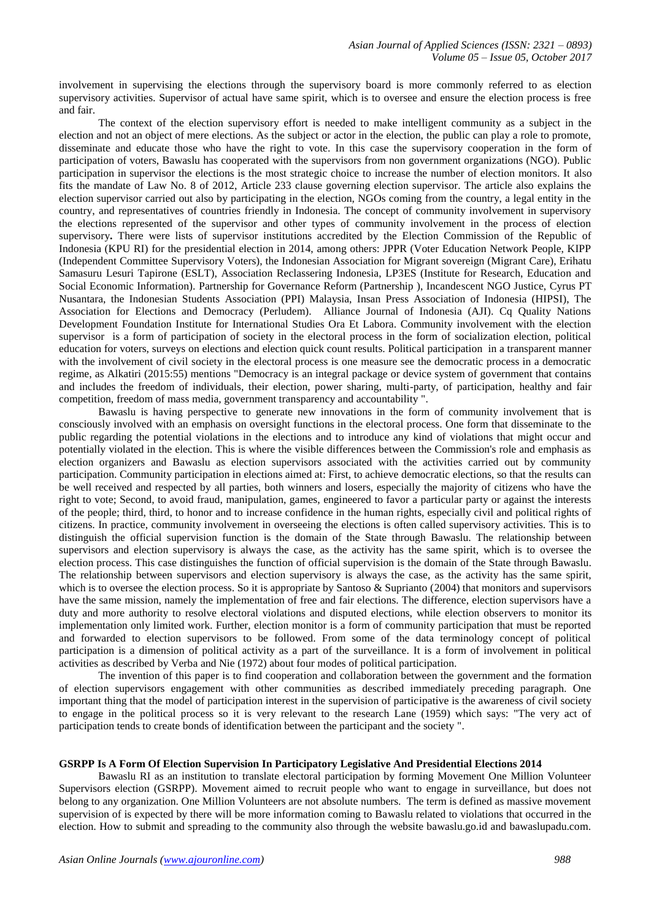involvement in supervising the elections through the supervisory board is more commonly referred to as election supervisory activities. Supervisor of actual have same spirit, which is to oversee and ensure the election process is free and fair.

The context of the election supervisory effort is needed to make intelligent community as a subject in the election and not an object of mere elections. As the subject or actor in the election, the public can play a role to promote, disseminate and educate those who have the right to vote. In this case the supervisory cooperation in the form of participation of voters, Bawaslu has cooperated with the supervisors from non government organizations (NGO). Public participation in supervisor the elections is the most strategic choice to increase the number of election monitors. It also fits the mandate of Law No. 8 of 2012, Article 233 clause governing election supervisor. The article also explains the election supervisor carried out also by participating in the election, NGOs coming from the country, a legal entity in the country, and representatives of countries friendly in Indonesia. The concept of community involvement in supervisory the elections represented of the supervisor and other types of community involvement in the process of election supervisory**.** There were lists of supervisor institutions accredited by the Election Commission of the Republic of Indonesia (KPU RI) for the presidential election in 2014, among others: JPPR (Voter Education Network People, KIPP (Independent Committee Supervisory Voters), the Indonesian Association for Migrant sovereign (Migrant Care), Erihatu Samasuru Lesuri Tapirone (ESLT), Association Reclassering Indonesia, LP3ES (Institute for Research, Education and Social Economic Information). Partnership for Governance Reform (Partnership ), Incandescent NGO Justice, Cyrus PT Nusantara, the Indonesian Students Association (PPI) Malaysia, Insan Press Association of Indonesia (HIPSI), The Association for Elections and Democracy (Perludem). Alliance Journal of Indonesia (AJI). Cq Quality Nations Development Foundation Institute for International Studies Ora Et Labora. Community involvement with the election supervisor is a form of participation of society in the electoral process in the form of socialization election, political education for voters, surveys on elections and election quick count results. Political participation in a transparent manner with the involvement of civil society in the electoral process is one measure see the democratic process in a democratic regime, as Alkatiri (2015:55) mentions "Democracy is an integral package or device system of government that contains and includes the freedom of individuals, their election, power sharing, multi-party, of participation, healthy and fair competition, freedom of mass media, government transparency and accountability ".

Bawaslu is having perspective to generate new innovations in the form of community involvement that is consciously involved with an emphasis on oversight functions in the electoral process. One form that disseminate to the public regarding the potential violations in the elections and to introduce any kind of violations that might occur and potentially violated in the election. This is where the visible differences between the Commission's role and emphasis as election organizers and Bawaslu as election supervisors associated with the activities carried out by community participation. Community participation in elections aimed at: First, to achieve democratic elections, so that the results can be well received and respected by all parties, both winners and losers, especially the majority of citizens who have the right to vote; Second, to avoid fraud, manipulation, games, engineered to favor a particular party or against the interests of the people; third, third, to honor and to increase confidence in the human rights, especially civil and political rights of citizens. In practice, community involvement in overseeing the elections is often called supervisory activities. This is to distinguish the official supervision function is the domain of the State through Bawaslu. The relationship between supervisors and election supervisory is always the case, as the activity has the same spirit, which is to oversee the election process. This case distinguishes the function of official supervision is the domain of the State through Bawaslu. The relationship between supervisors and election supervisory is always the case, as the activity has the same spirit, which is to oversee the election process. So it is appropriate by Santoso & Suprianto (2004) that monitors and supervisors have the same mission, namely the implementation of free and fair elections. The difference, election supervisors have a duty and more authority to resolve electoral violations and disputed elections, while election observers to monitor its implementation only limited work. Further, election monitor is a form of community participation that must be reported and forwarded to election supervisors to be followed. From some of the data terminology concept of political participation is a dimension of political activity as a part of the surveillance. It is a form of involvement in political activities as described by Verba and Nie (1972) about four modes of political participation.

The invention of this paper is to find cooperation and collaboration between the government and the formation of election supervisors engagement with other communities as described immediately preceding paragraph. One important thing that the model of participation interest in the supervision of participative is the awareness of civil society to engage in the political process so it is very relevant to the research Lane (1959) which says: "The very act of participation tends to create bonds of identification between the participant and the society ".

## GSRPP Is A Form Of Election Supervision In Participatory Legislative And Presidential Elections 2014

Bawaslu RI as an institution to translate electoral participation by forming Movement One Million Volunteer Supervisors election (GSRPP). Movement aimed to recruit people who want to engage in surveillance, but does not belong to any organization. One Million Volunteers are not absolute numbers. The term is defined as massive movement supervision of is expected by there will be more information coming to Bawaslu related to violations that occurred in the election. How to submit and spreading to the community also through the website bawaslu.go.id and bawaslupadu.com.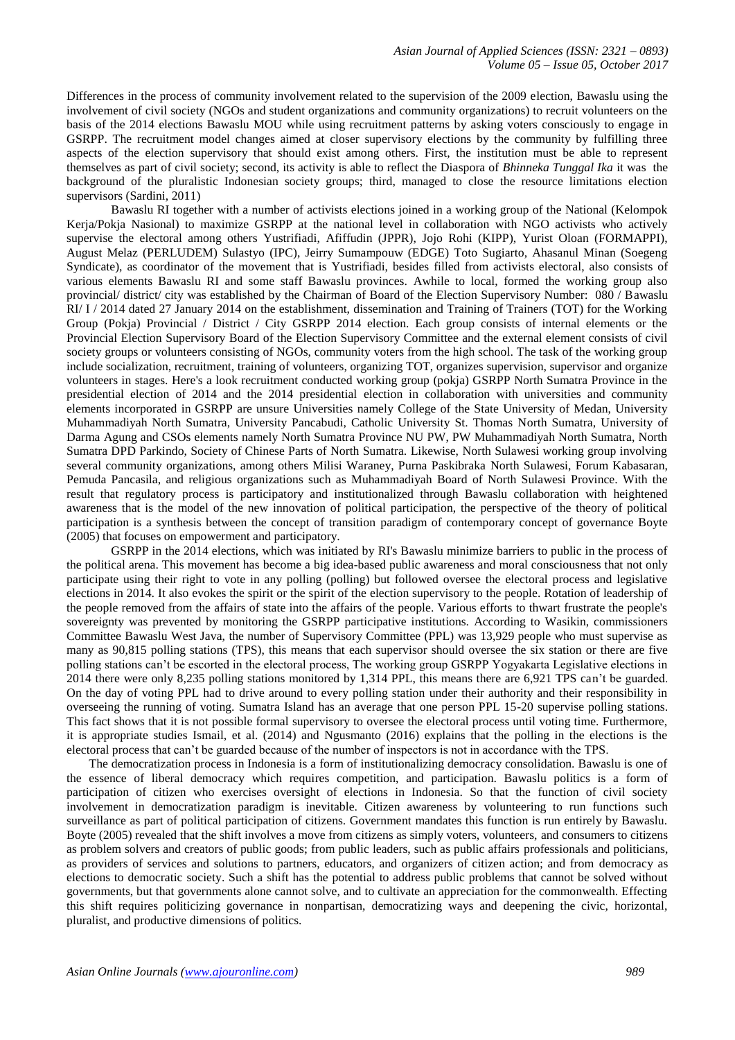Differences in the process of community involvement related to the supervision of the 2009 election, Bawaslu using the involvement of civil society (NGOs and student organizations and community organizations) to recruit volunteers on the basis of the 2014 elections Bawaslu MOU while using recruitment patterns by asking voters consciously to engage in GSRPP. The recruitment model changes aimed at closer supervisory elections by the community by fulfilling three aspects of the election supervisory that should exist among others. First, the institution must be able to represent themselves as part of civil society; second, its activity is able to reflect the Diaspora of *Bhinneka Tunggal Ika* it was the background of the pluralistic Indonesian society groups; third, managed to close the resource limitations election supervisors (Sardini, 2011)

Bawaslu RI together with a number of activists elections joined in a working group of the National (Kelompok Kerja/Pokja Nasional) to maximize GSRPP at the national level in collaboration with NGO activists who actively supervise the electoral among others Yustrifiadi, Afiffudin (JPPR), Jojo Rohi (KIPP), Yurist Oloan (FORMAPPI), August Melaz (PERLUDEM) Sulastyo (IPC), Jeirry Sumampouw (EDGE) Toto Sugiarto, Ahasanul Minan (Soegeng Syndicate), as coordinator of the movement that is Yustrifiadi, besides filled from activists electoral, also consists of various elements Bawaslu RI and some staff Bawaslu provinces. Awhile to local, formed the working group also provincial/ district/ city was established by the Chairman of Board of the Election Supervisory Number: 080 / Bawaslu RI/ I / 2014 dated 27 January 2014 on the establishment, dissemination and Training of Trainers (TOT) for the Working Group (Pokja) Provincial / District / City GSRPP 2014 election. Each group consists of internal elements or the Provincial Election Supervisory Board of the Election Supervisory Committee and the external element consists of civil society groups or volunteers consisting of NGOs, community voters from the high school. The task of the working group include socialization, recruitment, training of volunteers, organizing TOT, organizes supervision, supervisor and organize volunteers in stages. Here's a look recruitment conducted working group (pokja) GSRPP North Sumatra Province in the presidential election of 2014 and the 2014 presidential election in collaboration with universities and community elements incorporated in GSRPP are unsure Universities namely College of the State University of Medan, University Muhammadiyah North Sumatra, University Pancabudi, Catholic University St. Thomas North Sumatra, University of Darma Agung and CSOs elements namely North Sumatra Province NU PW, PW Muhammadiyah North Sumatra, North Sumatra DPD Parkindo, Society of Chinese Parts of North Sumatra. Likewise, North Sulawesi working group involving several community organizations, among others Milisi Waraney, Purna Paskibraka North Sulawesi, Forum Kabasaran, Pemuda Pancasila, and religious organizations such as Muhammadiyah Board of North Sulawesi Province. With the result that regulatory process is participatory and institutionalized through Bawaslu collaboration with heightened awareness that is the model of the new innovation of political participation, the perspective of the theory of political participation is a synthesis between the concept of transition paradigm of contemporary concept of governance Boyte (2005) that focuses on empowerment and participatory.

GSRPP in the 2014 elections, which was initiated by RI's Bawaslu minimize barriers to public in the process of the political arena. This movement has become a big idea-based public awareness and moral consciousness that not only participate using their right to vote in any polling (polling) but followed oversee the electoral process and legislative elections in 2014. It also evokes the spirit or the spirit of the election supervisory to the people. Rotation of leadership of the people removed from the affairs of state into the affairs of the people. Various efforts to thwart frustrate the people's sovereignty was prevented by monitoring the GSRPP participative institutions. According to Wasikin, commissioners Committee Bawaslu West Java, the number of Supervisory Committee (PPL) was 13,929 people who must supervise as many as 90,815 polling stations (TPS), this means that each supervisor should oversee the six station or there are five polling stations can't be escorted in the electoral process, The working group GSRPP Yogyakarta Legislative elections in 2014 there were only 8,235 polling stations monitored by 1,314 PPL, this means there are 6,921 TPS can't be guarded. On the day of voting PPL had to drive around to every polling station under their authority and their responsibility in overseeing the running of voting. Sumatra Island has an average that one person PPL 15-20 supervise polling stations. This fact shows that it is not possible formal supervisory to oversee the electoral process until voting time. Furthermore, it is appropriate studies Ismail, et al. (2014) and Ngusmanto (2016) explains that the polling in the elections is the electoral process that can't be guarded because of the number of inspectors is not in accordance with the TPS.

The democratization process in Indonesia is a form of institutionalizing democracy consolidation. Bawaslu is one of the essence of liberal democracy which requires competition, and participation. Bawaslu politics is a form of participation of citizen who exercises oversight of elections in Indonesia. So that the function of civil society involvement in democratization paradigm is inevitable. Citizen awareness by volunteering to run functions such surveillance as part of political participation of citizens. Government mandates this function is run entirely by Bawaslu. Boyte (2005) revealed that the shift involves a move from citizens as simply voters, volunteers, and consumers to citizens as problem solvers and creators of public goods; from public leaders, such as public affairs professionals and politicians, as providers of services and solutions to partners, educators, and organizers of citizen action; and from democracy as elections to democratic society. Such a shift has the potential to address public problems that cannot be solved without governments, but that governments alone cannot solve, and to cultivate an appreciation for the commonwealth. Effecting this shift requires politicizing governance in nonpartisan, democratizing ways and deepening the civic, horizontal, pluralist, and productive dimensions of politics.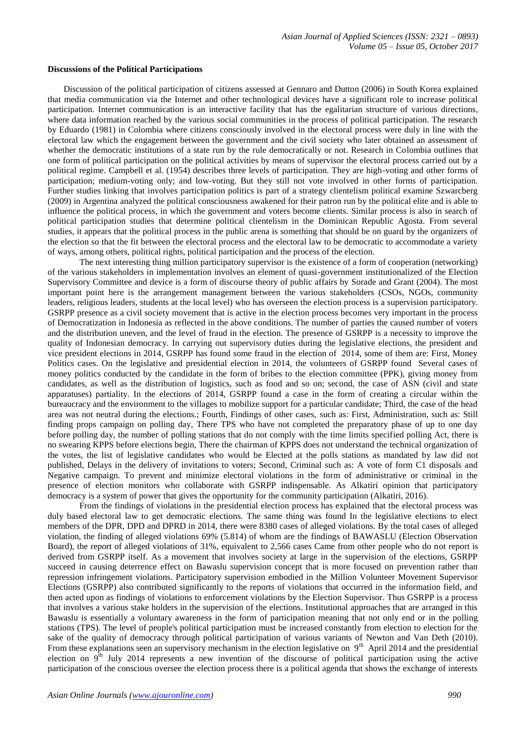**Discussions of the Political Participations**

Discussion of the political participation of citizens assessed at Gennaro and Dutton (2006) in South Korea explained that media communication via the Internet and other technological devices have a significant role to increase political participation. Internet communication is an interactive facility that has the egalitarian structure of various directions, where data information reached by the various social communities in the process of political participation. The research by Eduardo (1981) in Colombia where citizens consciously involved in the electoral process were duly in line with the electoral law which the engagement between the government and the civil society who later obtained an assessment of whether the democratic institutions of a state run by the rule democratically or not. Research in Colombia outlines that one form of political participation on the political activities by means of supervisor the electoral process carried out by a political regime. Campbell et al. (1954) describes three levels of participation. They are high-voting and other forms of participation; medium-voting only; and low-voting. But they still not vote involved in other forms of participation. Further studies linking that involves participation politics is part of a strategy clientelism political examine Szwarcberg (2009) in Argentina analyzed the political consciousness awakened for their patron run by the political elite and is able to influence the political process, in which the government and voters become clients. Similar process is also in search of political participation studies that determine political clientelism in the Dominican Republic Agosta. From several studies, it appears that the political process in the public arena is something that should be on guard by the organizers of the election so that the fit between the electoral process and the electoral law to be democratic to accommodate a variety of ways, among others, political rights, political participation and the process of the election.

The next interesting thing million participatory supervisor is the existence of a form of cooperation (networking) of the various stakeholders in implementation involves an element of quasi-government institutionalized of the Election Supervisory Committee and device is a form of discourse theory of public affairs by Sorade and Grant (2004). The most important point here is the arrangement management between the various stakeholders (CSOs, NGOs, community leaders, religious leaders, students at the local level) who has overseen the election process is a supervision participatory. GSRPP presence as a civil society movement that is active in the election process becomes very important in the process of Democratization in Indonesia as reflected in the above conditions. The number of parties the caused number of voters and the distribution uneven, and the level of fraud in the election. The presence of GSRPP is a necessity to improve the quality of Indonesian democracy. In carrying out supervisory duties during the legislative elections, the president and vice president elections in 2014, GSRPP has found some fraud in the election of 2014, some of them are: First, Money Politics cases. On the legislative and presidential election in 2014, the volunteers of GSRPP found Several cases of money politics conducted by the candidate in the form of bribes to the election committee (PPK), giving money from candidates, as well as the distribution of logistics, such as food and so on; second, the case of ASN (civil and state apparatuses) partiality. In the elections of 2014, GSRPP found a case in the form of creating a circular within the bureaucracy and the environment to the villages to mobilize support for a particular candidate; Third, the case of the head area was not neutral during the elections.; Fourth, Findings of other cases, such as: First, Administration, such as: Still finding props campaign on polling day, There TPS who have not completed the preparatory phase of up to one day before polling day, the number of polling stations that do not comply with the time limits specified polling Act, there is no swearing KPPS before elections begin, There the chairman of KPPS does not understand the technical organization of the votes, the list of legislative candidates who would be Elected at the polls stations as mandated by law did not published, Delays in the delivery of invitations to voters; Second, Criminal such as: A vote of form C1 disposals and Negative campaign. To prevent and minimize electoral violations in the form of administrative or criminal in the presence of election monitors who collaborate with GSRPP indispensable. As Alkatiri opinion that participatory democracy is a system of power that gives the opportunity for the community participation (Alkatiri, 2016).

From the findings of violations in the presidential election process has explained that the electoral process was duly based electoral law to get democratic elections. The same thing was found In the legislative elections to elect members of the DPR, DPD and DPRD in 2014, there were 8380 cases of alleged violations. By the total cases of alleged violation, the finding of alleged violations 69% (5.814) of whom are the findings of BAWASLU (Election Observation Board), the report of alleged violations of 31%, equivalent to 2,566 cases Came from other people who do not report is derived from GSRPP itself. As a movement that involves society at large in the supervision of the elections, GSRPP succeed in causing deterrence effect on Bawaslu supervision concept that is more focused on prevention rather than repression infringement violations. Participatory supervision embodied in the Million Volunteer Movement Supervisor Elections (GSRPP) also contributed significantly to the reports of violations that occurred in the information field, and then acted upon as findings of violations to enforcement violations by the Election Supervisor. Thus GSRPP is a process that involves a various stake holders in the supervision of the elections. Institutional approaches that are arranged in this Bawaslu is essentially a voluntary awareness in the form of participation meaning that not only end or in the polling stations (TPS). The level of people's political participation must be increased constantly from election to election for the sake of the quality of democracy through political participation of various variants of Newton and Van Deth (2010). From these explanations seen an supervisory mechanism in the election legislative on 9th April 2014 and the presidential election on 9th July 2014 represents a new invention of the discourse of political participation using the active participation of the conscious oversee the election process there is a political agenda that shows the exchange of interests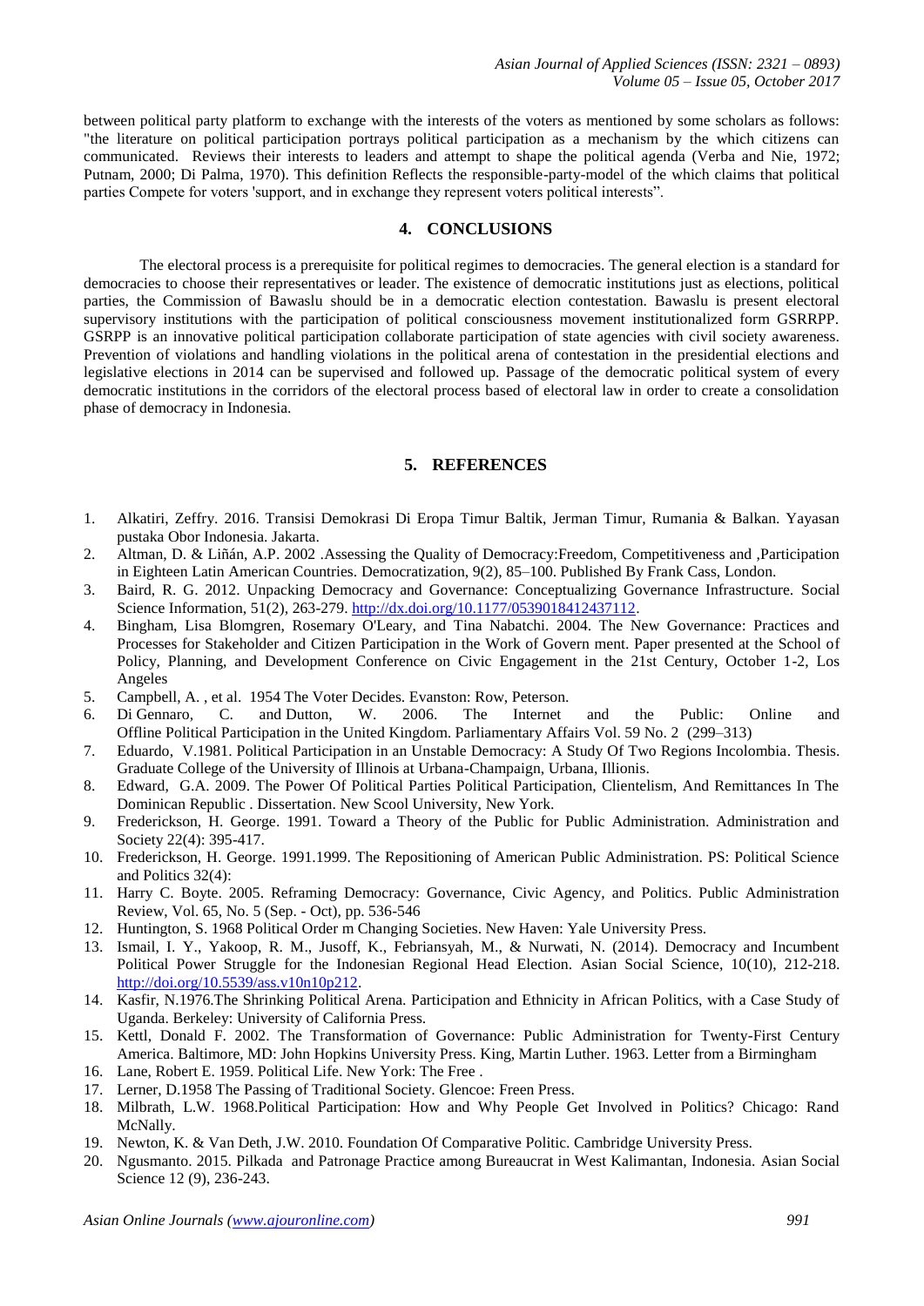between political party platform to exchange with the interests of the voters as mentioned by some scholars as follows: "the literature on political participation portrays political participation as a mechanism by the which citizens can communicated. Reviews their interests to leaders and attempt to shape the political agenda (Verba and Nie, 1972; Putnam, 2000; Di Palma, 1970). This definition Reflects the responsible-party-model of the which claims that political parties Compete for voters 'support, and in exchange they represent voters political interests".

## 4. CONCLUSIONS

The electoral process is a prerequisite for political regimes to democracies. The general election is a standard for democracies to choose their representatives or leader. The existence of democratic institutions just as elections, political parties, the Commission of Bawaslu should be in a democratic election contestation. Bawaslu is present electoral supervisory institutions with the participation of political consciousness movement institutionalized form GSRRPP. GSRPP is an innovative political participation collaborate participation of state agencies with civil society awareness. Prevention of violations and handling violations in the political arena of contestation in the presidential elections and legislative elections in 2014 can be supervised and followed up. Passage of the democratic political system of every democratic institutions in the corridors of the electoral process based of electoral law in order to create a consolidation phase of democracy in Indonesia.

## 5. REFERENCES

1. Alkatiri, Zeffry. 2016. Transisi Demokrasi Di Eropa Timur Baltik, Jerman Timur, Rumania & Balkan. Yayasan pustaka Obor Indonesia. Jakarta.
2. Altman, D. & Liñán, A.P. 2002 .Assessing the Quality of Democracy:Freedom, Competitiveness and ,Participation in Eighteen Latin American Countries. Democratization, 9(2), 85–100. Published By Frank Cass, London.
3. Baird, R. G. 2012. Unpacking Democracy and Governance: Conceptualizing Governance Infrastructure. Social Science Information, 51(2), 263-279. http://dx.doi.org/10.1177/0539018412437112.
4. Bingham, Lisa Blomgren, Rosemary O'Leary, and Tina Nabatchi. 2004. The New Governance: Practices and Processes for Stakeholder and Citizen Participation in the Work of Govern ment. Paper presented at the School of Policy, Planning, and Development Conference on Civic Engagement in the 21st Century, October 1-2, Los Angeles
5. Campbell, A. , et al. 1954 The Voter Decides. Evanston: Row, Peterson.
6. Di Gennaro, C. and Dutton, W. 2006. The Internet and the Public: Online and Offline Political Participation in the United Kingdom. Parliamentary Affairs Vol. 59 No. 2 (299–313)
7. Eduardo, V.1981. Political Participation in an Unstable Democracy: A Study Of Two Regions Incolombia. Thesis. Graduate College of the University of Illinois at Urbana-Champaign, Urbana, Illionis.
8. Edward, G.A. 2009. The Power Of Political Parties Political Participation, Clientelism, And Remittances In The Dominican Republic . Dissertation. New Scool University, New York.
9. Frederickson, H. George. 1991. Toward a Theory of the Public for Public Administration. Administration and Society 22(4): 395-417.
10. Frederickson, H. George. 1991.1999. The Repositioning of American Public Administration. PS: Political Science and Politics 32(4):
11. Harry C. Boyte. 2005. Reframing Democracy: Governance, Civic Agency, and Politics. Public Administration Review, Vol. 65, No. 5 (Sep. - Oct), pp. 536-546
12. Huntington, S. 1968 Political Order m Changing Societies. New Haven: Yale University Press.
13. Ismail, I. Y., Yakoop, R. M., Jusoff, K., Febriansyah, M., & Nurwati, N. (2014). Democracy and Incumbent Political Power Struggle for the Indonesian Regional Head Election. Asian Social Science, 10(10), 212-218. http://doi.org/10.5539/ass.v10n10p212.
14. Kasfir, N.1976.The Shrinking Political Arena. Participation and Ethnicity in African Politics, with a Case Study of Uganda. Berkeley: University of California Press.
15. Kettl, Donald F. 2002. The Transformation of Governance: Public Administration for Twenty-First Century America. Baltimore, MD: John Hopkins University Press. King, Martin Luther. 1963. Letter from a Birmingham
16. Lane, Robert E. 1959. Political Life. New York: The Free .
17. Lerner, D.1958 The Passing of Traditional Society. Glencoe: Freen Press.
18. Milbrath, L.W. 1968.Political Participation: How and Why People Get Involved in Politics? Chicago: Rand McNally.
19. Newton, K. & Van Deth, J.W. 2010. Foundation Of Comparative Politic. Cambridge University Press.
20. Ngusmanto. 2015. Pilkada and Patronage Practice among Bureaucrat in West Kalimantan, Indonesia. Asian Social Science 12 (9), 236-243.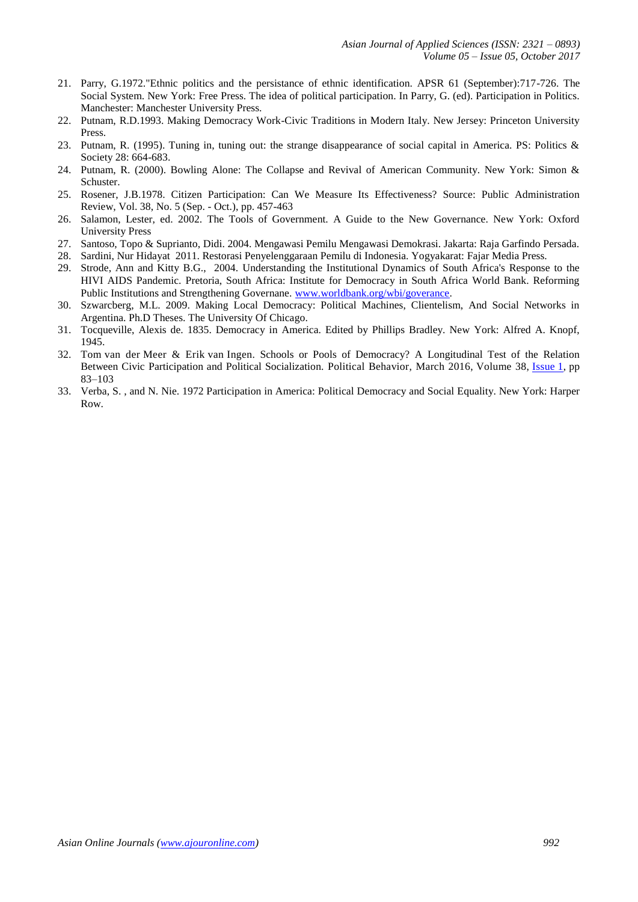21. Parry, G.1972."Ethnic politics and the persistance of ethnic identification. APSR 61 (September):717-726. The Social System. New York: Free Press. The idea of political participation. In Parry, G. (ed). Participation in Politics. Manchester: Manchester University Press.
22. Putnam, R.D.1993. Making Democracy Work-Civic Traditions in Modern Italy. New Jersey: Princeton University Press.
23. Putnam, R. (1995). Tuning in, tuning out: the strange disappearance of social capital in America. PS: Politics & Society 28: 664-683.
24. Putnam, R. (2000). Bowling Alone: The Collapse and Revival of American Community. New York: Simon & Schuster.
25. Rosener, J.B.1978. Citizen Participation: Can We Measure Its Effectiveness? Source: Public Administration Review, Vol. 38, No. 5 (Sep. - Oct.), pp. 457-463
26. Salamon, Lester, ed. 2002. The Tools of Government. A Guide to the New Governance. New York: Oxford University Press
27. Santoso, Topo & Suprianto, Didi. 2004. Mengawasi Pemilu Mengawasi Demokrasi. Jakarta: Raja Garfindo Persada.
28. Sardini, Nur Hidayat 2011. Restorasi Penyelenggaraan Pemilu di Indonesia. Yogyakarat: Fajar Media Press.
29. Strode, Ann and Kitty B.G., 2004. Understanding the Institutional Dynamics of South Africa's Response to the HIVI AIDS Pandemic. Pretoria, South Africa: Institute for Democracy in South Africa World Bank. Reforming Public Institutions and Strengthening Governane. www.worldbank.org/wbi/goverance.
30. Szwarcberg, M.L. 2009. Making Local Democracy: Political Machines, Clientelism, And Social Networks in Argentina. Ph.D Theses. The University Of Chicago.
31. Tocqueville, Alexis de. 1835. Democracy in America. Edited by Phillips Bradley. New York: Alfred A. Knopf, 1945.
32. Tom van der Meer & Erik van Ingen. Schools or Pools of Democracy? A Longitudinal Test of the Relation Between Civic Participation and Political Socialization. Political Behavior, March 2016, Volume 38, Issue 1, pp 83–103
33. Verba, S. , and N. Nie. 1972 Participation in America: Political Democracy and Social Equality. New York: Harper Row.